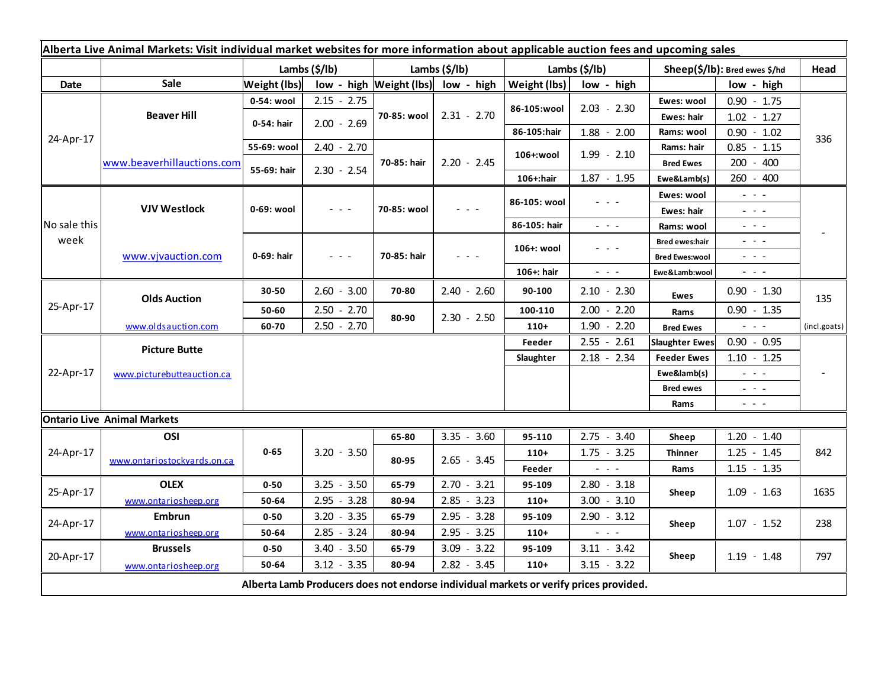**Alberta Live Animal Markets: Visit individual market websites for more information about applicable auction fees and upcoming sales**

| Date | Sale | Lambs ($/lb) Weight (lbs) | low - high | Lambs ($/lb) Weight (lbs) | low - high | Lambs ($/lb) Weight (lbs) | low - high | Sheep($/lb): Bred ewes $/hd | low - high | Head |
|---|---|---|---|---|---|---|---|---|---|---|
| 24-Apr-17 | Beaver Hill | 0-54: wool | 2.15 - 2.75 | 70-85: wool | 2.31 - 2.70 | 86-105:wool | 2.03 - 2.30 | Ewes: wool | 0.90 - 1.75 | 336 |
| | | 0-54: hair | 2.00 - 2.69 | | | | | Ewes: hair | 1.02 - 1.27 | |
| | | | | | | 86-105:hair | 1.88 - 2.00 | Rams: wool | 0.90 - 1.02 | |
| | www.beaverhillauctions.com | 55-69: wool | 2.40 - 2.70 | 70-85: hair | 2.20 - 2.45 | 106+:wool | 1.99 - 2.10 | Rams: hair | 0.85 - 1.15 | |
| | | 55-69: hair | 2.30 - 2.54 | | | | | Bred Ewes | 200 - 400 | |
| | | | | | | 106+:hair | 1.87 - 1.95 | Ewe&Lamb(s) | 260 - 400 | |
| No sale this week | VJV Westlock | 0-69: wool | - - - | 70-85: wool | - - - | 86-105: wool | - - - | Ewes: wool | - - - | - |
| | | | | | | | | Ewes: hair | - - - | |
| | | | | | | 86-105: hair | - - - | Rams: wool | - - - | |
| | www.vjvauction.com | 0-69: hair | - - - | 70-85: hair | - - - | 106+: wool | - - - | Bred ewes:hair | - - - | |
| | | | | | | | | Bred Ewes:wool | - - - | |
| | | | | | | 106+: hair | - - - | Ewe&Lamb:wool | - - - | |
| 25-Apr-17 | Olds Auction | 30-50 | 2.60 - 3.00 | 70-80 | 2.40 - 2.60 | 90-100 | 2.10 - 2.30 | Ewes | 0.90 - 1.30 | 135 |
| | | 50-60 | 2.50 - 2.70 | 80-90 | 2.30 - 2.50 | 100-110 | 2.00 - 2.20 | Rams | 0.90 - 1.35 | |
| | www.oldsauction.com | 60-70 | 2.50 - 2.70 | | | 110+ | 1.90 - 2.20 | Bred Ewes | - - - | (incl.goats) |
| 22-Apr-17 | Picture Butte | | | | | Feeder | 2.55 - 2.61 | Slaughter Ewes | 0.90 - 0.95 | - |
| | www.picturebutteauction.ca | | | | | Slaughter | 2.18 - 2.34 | Feeder Ewes | 1.10 - 1.25 | |
| | | | | | | | | Ewe&lamb(s) | - - - | |
| | | | | | | | | Bred ewes | - - - | |
| | | | | | | | | Rams | - - - | |
| **Ontario Live Animal Markets** | | | | | | | | | | |
| 24-Apr-17 | OSI | 0-65 | 3.20 - 3.50 | 65-80 | 3.35 - 3.60 | 95-110 | 2.75 - 3.40 | Sheep | 1.20 - 1.40 | 842 |
| | www.ontariostockyards.on.ca | | | 80-95 | 2.65 - 3.45 | 110+ | 1.75 - 3.25 | Thinner | 1.25 - 1.45 | |
| | | | | | | Feeder | - - - | Rams | 1.15 - 1.35 | |
| 25-Apr-17 | OLEX | 0-50 | 3.25 - 3.50 | 65-79 | 2.70 - 3.21 | 95-109 | 2.80 - 3.18 | Sheep | 1.09 - 1.63 | 1635 |
| | www.ontariosheep.org | 50-64 | 2.95 - 3.28 | 80-94 | 2.85 - 3.23 | 110+ | 3.00 - 3.10 | | | |
| 24-Apr-17 | Embrun | 0-50 | 3.20 - 3.35 | 65-79 | 2.95 - 3.28 | 95-109 | 2.90 - 3.12 | Sheep | 1.07 - 1.52 | 238 |
| | www.ontariosheep.org | 50-64 | 2.85 - 3.24 | 80-94 | 2.95 - 3.25 | 110+ | - - - | | | |
| 20-Apr-17 | Brussels | 0-50 | 3.40 - 3.50 | 65-79 | 3.09 - 3.22 | 95-109 | 3.11 - 3.42 | Sheep | 1.19 - 1.48 | 797 |
| | www.ontariosheep.org | 50-64 | 3.12 - 3.35 | 80-94 | 2.82 - 3.45 | 110+ | 3.15 - 3.22 | | | |

**Alberta Lamb Producers does not endorse individual markets or verify prices provided.**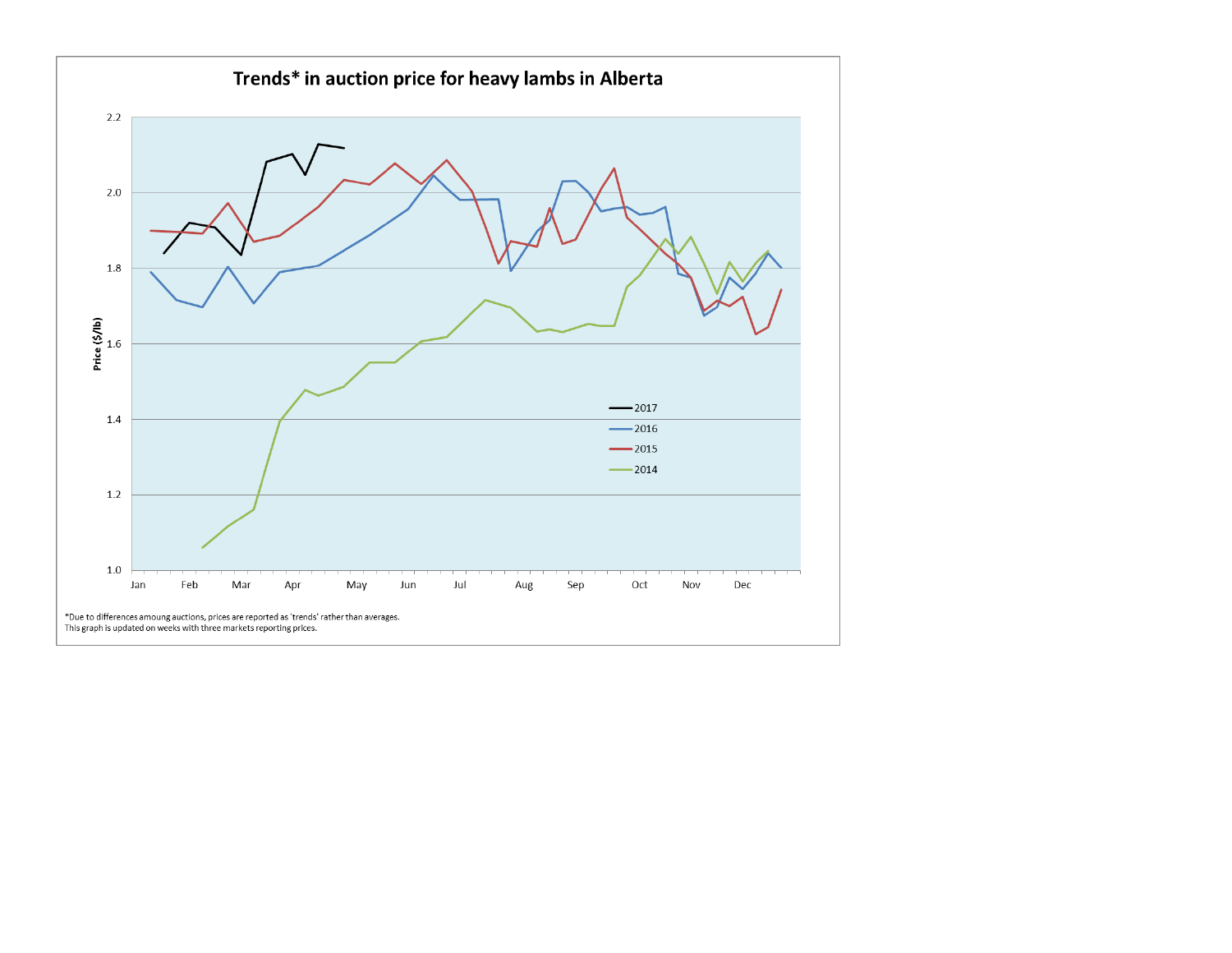# Trends* in auction price for heavy lambs in Alberta

Price ($/lb)

2.2
2.0
1.8
1.6
1.4
1.2
1.0

Jan Feb Mar Apr May Jun Jul Aug Sep Oct Nov Dec

2017
2016
2015
2014

*Due to differences amoung auctions, prices are reported as 'trends' rather than averages.
This graph is updated on weeks with three markets reporting prices.